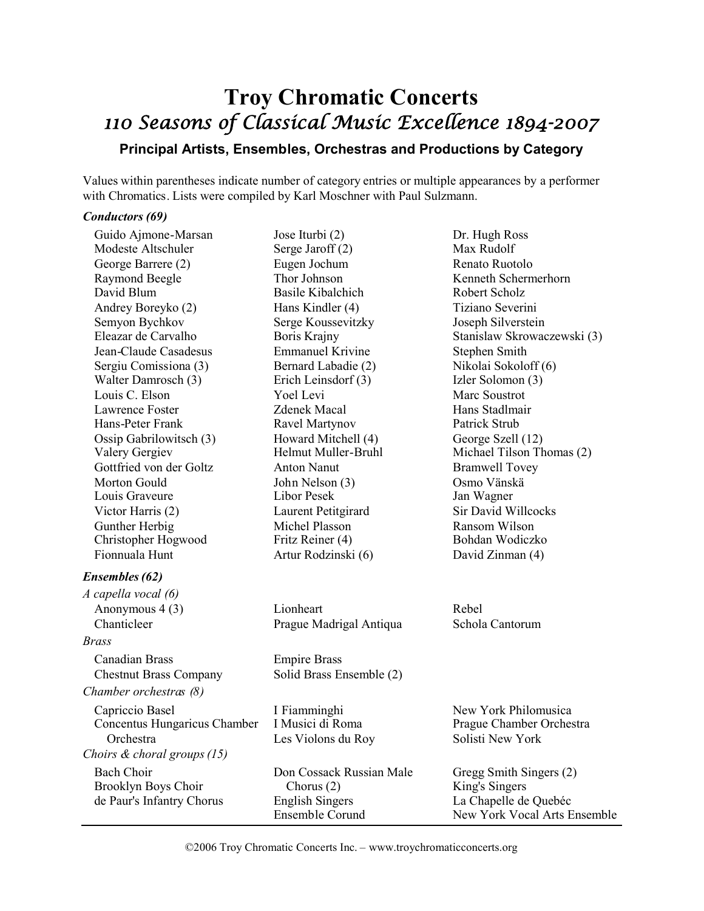# Troy Chromatic Concerts

## *110 Seasons of Classical Music Excellence 1894-2007*

### Principal Artists, Ensembles, Orchestras and Productions by Category

Values within parentheses indicate number of category entries or multiple appearances by a performer with Chromatics. Lists were compiled by Karl Moschner with Paul Sulzmann.

***Conductors (69)***

- Guido Ajmone-Marsan
- Modeste Altschuler
- George Barrere (2)
- Raymond Beegle
- David Blum
- Andrey Boreyko (2)
- Semyon Bychkov
- Eleazar de Carvalho
- Jean-Claude Casadesus
- Sergiu Comissiona (3)
- Walter Damrosch (3)
- Louis C. Elson
- Lawrence Foster
- Hans-Peter Frank
- Ossip Gabrilowitsch (3)
- Valery Gergiev
- Gottfried von der Goltz
- Morton Gould
- Louis Graveure
- Victor Harris (2)
- Gunther Herbig
- Christopher Hogwood
- Fionnuala Hunt
- Jose Iturbi (2)
- Serge Jaroff (2)
- Eugen Jochum
- Thor Johnson
- Basile Kibalchich
- Hans Kindler (4)
- Serge Koussevitzky
- Boris Krajny
- Emmanuel Krivine
- Bernard Labadie (2)
- Erich Leinsdorf (3)
- Yoel Levi
- Zdenek Macal
- Ravel Martynov
- Howard Mitchell (4)
- Helmut Muller-Bruhl
- Anton Nanut
- John Nelson (3)
- Libor Pesek
- Laurent Petitgirard
- Michel Plasson
- Fritz Reiner (4)
- Artur Rodzinski (6)
- Dr. Hugh Ross
- Max Rudolf
- Renato Ruotolo
- Kenneth Schermerhorn
- Robert Scholz
- Tiziano Severini
- Joseph Silverstein
- Stanislaw Skrowaczewski (3)
- Stephen Smith
- Nikolai Sokoloff (6)
- Izler Solomon (3)
- Marc Soustrot
- Hans Stadlmair
- Patrick Strub
- George Szell (12)
- Michael Tilson Thomas (2)
- Bramwell Tovey
- Osmo Vänskä
- Jan Wagner
- Sir David Willcocks
- Ransom Wilson
- Bohdan Wodiczko
- David Zinman (4)

***Ensembles (62)***

*A capella vocal (6)*

- Anonymous 4 (3)
- Chanticleer
- Lionheart
- Prague Madrigal Antiqua
- Rebel
- Schola Cantorum

*Brass*

- Canadian Brass
- Chestnut Brass Company
- Empire Brass
- Solid Brass Ensemble (2)

*Chamber orchestras (8)*

- Capriccio Basel
- Concentus Hungaricus Chamber Orchestra
- I Fiamminghi
- I Musici di Roma
- Les Violons du Roy
- New York Philomusica
- Prague Chamber Orchestra
- Solisti New York

*Choirs & choral groups (15)*

- Bach Choir
- Brooklyn Boys Choir
- de Paur's Infantry Chorus
- Don Cossack Russian Male Chorus (2)
- English Singers
- Ensemble Corund
- Gregg Smith Singers (2)
- King's Singers
- La Chapelle de Quebéc
- New York Vocal Arts Ensemble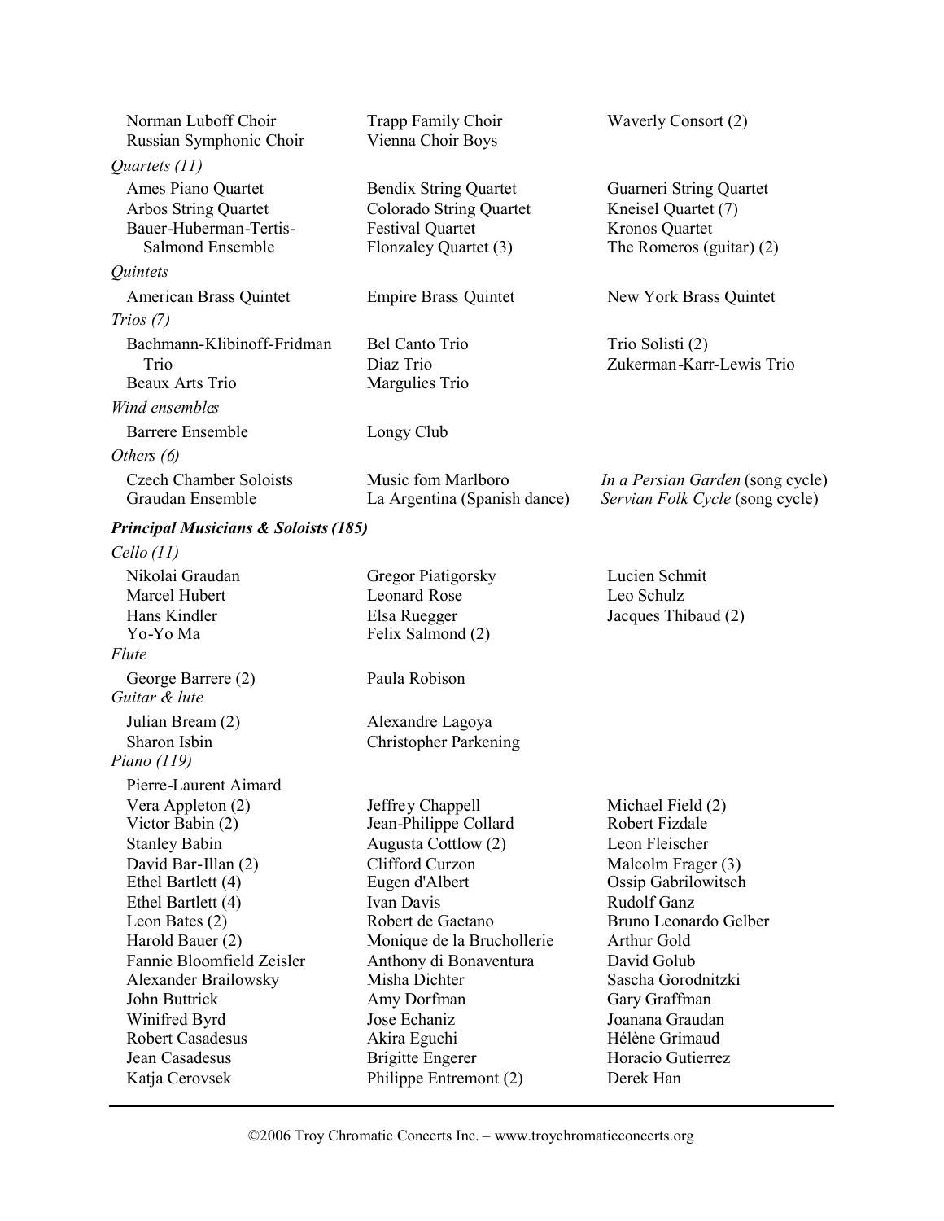Norman Luboff Choir
Russian Symphonic Choir
Trapp Family Choir
Vienna Choir Boys
Waverly Consort (2)

*Quartets (11)*

Ames Piano Quartet
Arbos String Quartet
Bauer-Huberman-Tertis-Salmond Ensemble
Bendix String Quartet
Colorado String Quartet
Festival Quartet
Flonzaley Quartet (3)
Guarneri String Quartet
Kneisel Quartet (7)
Kronos Quartet
The Romeros (guitar) (2)

*Quintets*

American Brass Quintet
Empire Brass Quintet
New York Brass Quintet

*Trios (7)*

Bachmann-Klibinoff-Fridman Trio
Beaux Arts Trio
Bel Canto Trio
Diaz Trio
Margulies Trio
Trio Solisti (2)
Zukerman-Karr-Lewis Trio

*Wind ensembles*

Barrere Ensemble
Longy Club

*Others (6)*

Czech Chamber Soloists
Graudan Ensemble
Music fom Marlboro
La Argentina (Spanish dance)
*In a Persian Garden* (song cycle)
*Servian Folk Cycle* (song cycle)

***Principal Musicians & Soloists (185)***

*Cello (11)*

Nikolai Graudan
Marcel Hubert
Hans Kindler
Yo-Yo Ma
Gregor Piatigorsky
Leonard Rose
Elsa Ruegger
Felix Salmond (2)
Lucien Schmit
Leo Schulz
Jacques Thibaud (2)

*Flute*

George Barrere (2)
Paula Robison

*Guitar & lute*

Julian Bream (2)
Sharon Isbin
Alexandre Lagoya
Christopher Parkening

*Piano (119)*

Pierre-Laurent Aimard
Vera Appleton (2)
Victor Babin (2)
Stanley Babin
David Bar-Illan (2)
Ethel Bartlett (4)
Ethel Bartlett (4)
Leon Bates (2)
Harold Bauer (2)
Fannie Bloomfield Zeisler
Alexander Brailowsky
John Buttrick
Winifred Byrd
Robert Casadesus
Jean Casadesus
Katja Cerovsek
Jeffrey Chappell
Jean-Philippe Collard
Augusta Cottlow (2)
Clifford Curzon
Eugen d'Albert
Ivan Davis
Robert de Gaetano
Monique de la Bruchollerie
Anthony di Bonaventura
Misha Dichter
Amy Dorfman
Jose Echaniz
Akira Eguchi
Brigitte Engerer
Philippe Entremont (2)
Michael Field (2)
Robert Fizdale
Leon Fleischer
Malcolm Frager (3)
Ossip Gabrilowitsch
Rudolf Ganz
Bruno Leonardo Gelber
Arthur Gold
David Golub
Sascha Gorodnitzki
Gary Graffman
Joanana Graudan
Hélène Grimaud
Horacio Gutierrez
Derek Han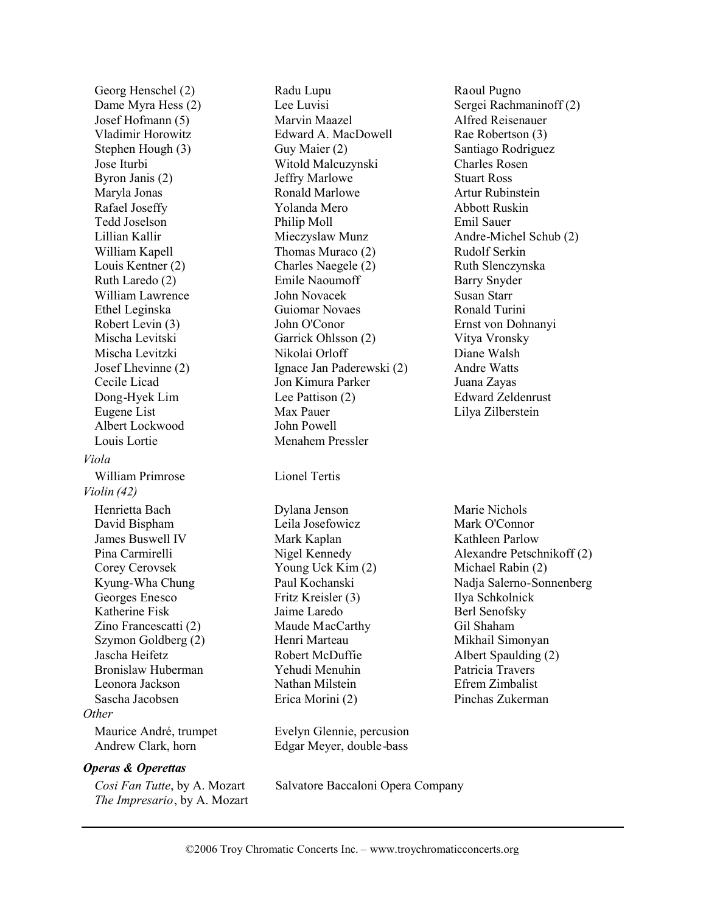Georg Henschel (2)
Dame Myra Hess (2)
Josef Hofmann (5)
Vladimir Horowitz
Stephen Hough (3)
Jose Iturbi
Byron Janis (2)
Maryla Jonas
Rafael Joseffy
Tedd Joselson
Lillian Kallir
William Kapell
Louis Kentner (2)
Ruth Laredo (2)
William Lawrence
Ethel Leginska
Robert Levin (3)
Mischa Levitski
Mischa Levitzki
Josef Lhevinne (2)
Cecile Licad
Dong-Hyek Lim
Eugene List
Albert Lockwood
Louis Lortie
Radu Lupu
Lee Luvisi
Marvin Maazel
Edward A. MacDowell
Guy Maier (2)
Witold Malcuzynski
Jeffry Marlowe
Ronald Marlowe
Yolanda Mero
Philip Moll
Mieczyslaw Munz
Thomas Muraco (2)
Charles Naegele (2)
Emile Naoumoff
John Novacek
Guiomar Novaes
John O'Conor
Garrick Ohlsson (2)
Nikolai Orloff
Ignace Jan Paderewski (2)
Jon Kimura Parker
Lee Pattison (2)
Max Pauer
John Powell
Menahem Pressler
Raoul Pugno
Sergei Rachmaninoff (2)
Alfred Reisenauer
Rae Robertson (3)
Santiago Rodriguez
Charles Rosen
Stuart Ross
Artur Rubinstein
Abbott Ruskin
Emil Sauer
Andre-Michel Schub (2)
Rudolf Serkin
Ruth Slenczynska
Barry Snyder
Susan Starr
Ronald Turini
Ernst von Dohnanyi
Vitya Vronsky
Diane Walsh
Andre Watts
Juana Zayas
Edward Zeldenrust
Lilya Zilberstein

*Viola*

William Primrose
Lionel Tertis

*Violin (42)*

Henrietta Bach
David Bispham
James Buswell IV
Pina Carmirelli
Corey Cerovsek
Kyung-Wha Chung
Georges Enesco
Katherine Fisk
Zino Francescatti (2)
Szymon Goldberg (2)
Jascha Heifetz
Bronislaw Huberman
Leonora Jackson
Sascha Jacobsen
Dylana Jenson
Leila Josefowicz
Mark Kaplan
Nigel Kennedy
Young Uck Kim (2)
Paul Kochanski
Fritz Kreisler (3)
Jaime Laredo
Maude MacCarthy
Henri Marteau
Robert McDuffie
Yehudi Menuhin
Nathan Milstein
Erica Morini (2)
Marie Nichols
Mark O'Connor
Kathleen Parlow
Alexandre Petschnikoff (2)
Michael Rabin (2)
Nadja Salerno-Sonnenberg
Ilya Schkolnick
Berl Senofsky
Gil Shaham
Mikhail Simonyan
Albert Spaulding (2)
Patricia Travers
Efrem Zimbalist
Pinchas Zukerman

*Other*

Maurice André, trumpet
Andrew Clark, horn
Evelyn Glennie, percusion
Edgar Meyer, double-bass

***Operas & Operettas***

*Cosi Fan Tutte*, by A. Mozart
*The Impresario*, by A. Mozart
Salvatore Baccaloni Opera Company

©2006 Troy Chromatic Concerts Inc. – www.troychromaticconcerts.org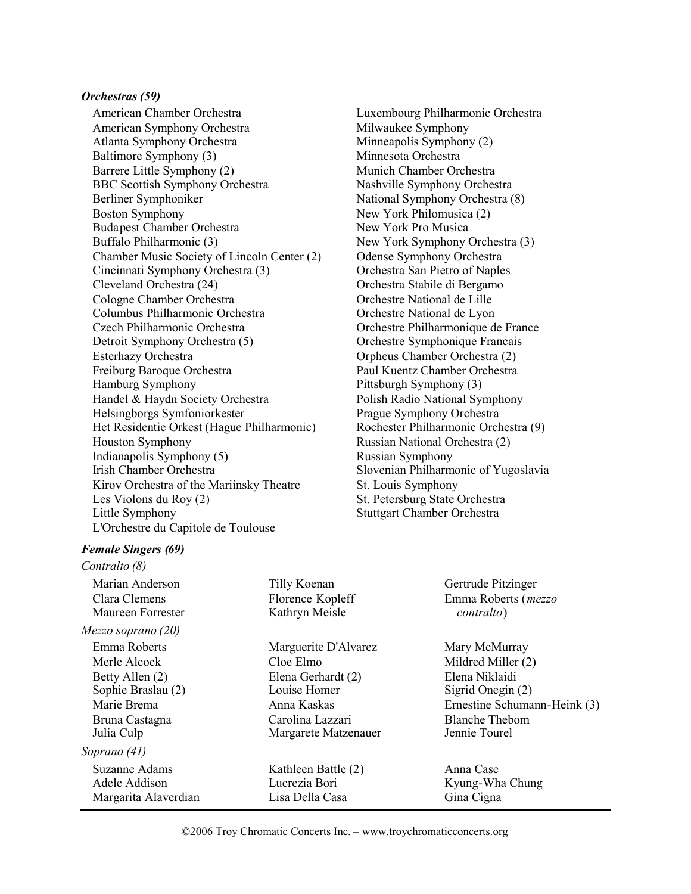### *Orchestras (59)*

- American Chamber Orchestra
- American Symphony Orchestra
- Atlanta Symphony Orchestra
- Baltimore Symphony (3)
- Barrere Little Symphony (2)
- BBC Scottish Symphony Orchestra
- Berliner Symphoniker
- Boston Symphony
- Budapest Chamber Orchestra
- Buffalo Philharmonic (3)
- Chamber Music Society of Lincoln Center (2)
- Cincinnati Symphony Orchestra (3)
- Cleveland Orchestra (24)
- Cologne Chamber Orchestra
- Columbus Philharmonic Orchestra
- Czech Philharmonic Orchestra
- Detroit Symphony Orchestra (5)
- Esterhazy Orchestra
- Freiburg Baroque Orchestra
- Hamburg Symphony
- Handel & Haydn Society Orchestra
- Helsingborgs Symfoniorkester
- Het Residentie Orkest (Hague Philharmonic)
- Houston Symphony
- Indianapolis Symphony (5)
- Irish Chamber Orchestra
- Kirov Orchestra of the Mariinsky Theatre
- Les Violons du Roy (2)
- Little Symphony
- L'Orchestre du Capitole de Toulouse
- Luxembourg Philharmonic Orchestra
- Milwaukee Symphony
- Minneapolis Symphony (2)
- Minnesota Orchestra
- Munich Chamber Orchestra
- Nashville Symphony Orchestra
- National Symphony Orchestra (8)
- New York Philomusica (2)
- New York Pro Musica
- New York Symphony Orchestra (3)
- Odense Symphony Orchestra
- Orchestra San Pietro of Naples
- Orchestra Stabile di Bergamo
- Orchestre National de Lille
- Orchestre National de Lyon
- Orchestre Philharmonique de France
- Orchestre Symphonique Francais
- Orpheus Chamber Orchestra (2)
- Paul Kuentz Chamber Orchestra
- Pittsburgh Symphony (3)
- Polish Radio National Symphony
- Prague Symphony Orchestra
- Rochester Philharmonic Orchestra (9)
- Russian National Orchestra (2)
- Russian Symphony
- Slovenian Philharmonic of Yugoslavia
- St. Louis Symphony
- St. Petersburg State Orchestra
- Stuttgart Chamber Orchestra

### *Female Singers (69)*

*Contralto (8)*

- Marian Anderson
- Clara Clemens
- Maureen Forrester
- Tilly Koenan
- Florence Kopleff
- Kathryn Meisle
- Gertrude Pitzinger
- Emma Roberts (*mezzo contralto*)

*Mezzo soprano (20)*

- Emma Roberts
- Merle Alcock
- Betty Allen (2)
- Sophie Braslau (2)
- Marie Brema
- Bruna Castagna
- Julia Culp
- Marguerite D'Alvarez
- Cloe Elmo
- Elena Gerhardt (2)
- Louise Homer
- Anna Kaskas
- Carolina Lazzari
- Margarete Matzenauer
- Mary McMurray
- Mildred Miller (2)
- Elena Niklaidi
- Sigrid Onegin (2)
- Ernestine Schumann-Heink (3)
- Blanche Thebom
- Jennie Tourel

*Soprano (41)*

- Suzanne Adams
- Adele Addison
- Margarita Alaverdian
- Kathleen Battle (2)
- Lucrezia Bori
- Lisa Della Casa
- Anna Case
- Kyung-Wha Chung
- Gina Cigna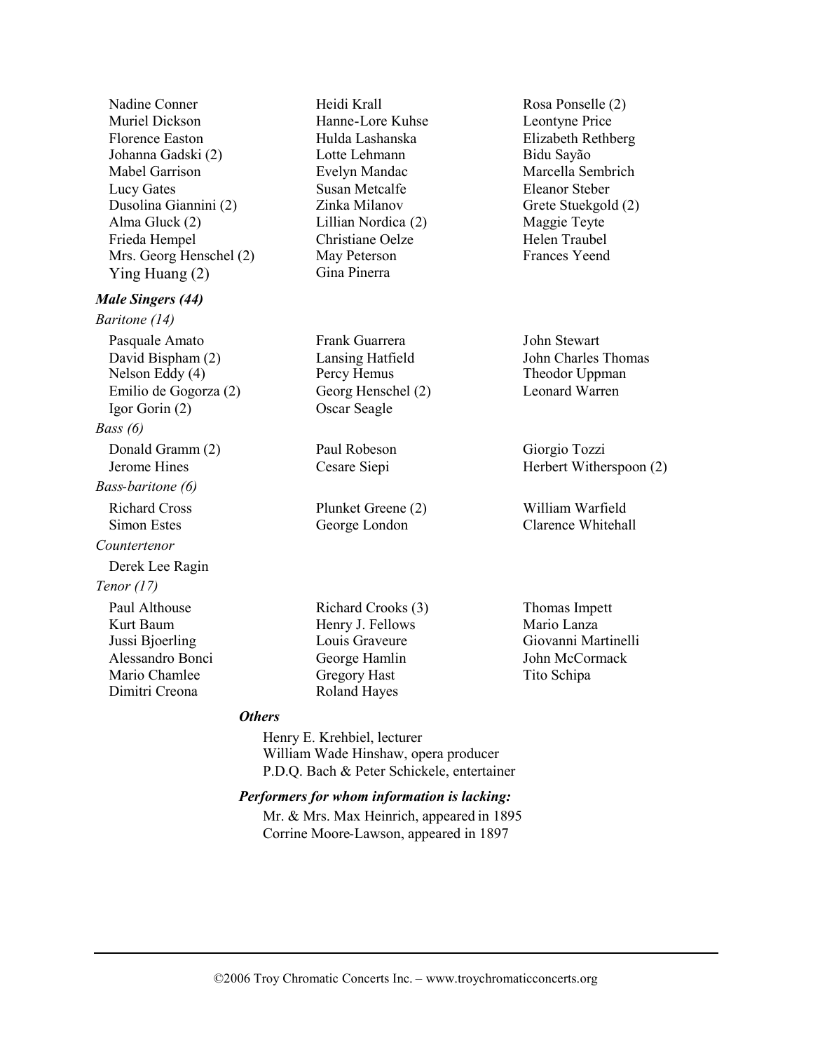Nadine Conner
Muriel Dickson
Florence Easton
Johanna Gadski (2)
Mabel Garrison
Lucy Gates
Dusolina Giannini (2)
Alma Gluck (2)
Frieda Hempel
Mrs. Georg Henschel (2)
Ying Huang (2)
Heidi Krall
Hanne-Lore Kuhse
Hulda Lashanska
Lotte Lehmann
Evelyn Mandac
Susan Metcalfe
Zinka Milanov
Lillian Nordica (2)
Christiane Oelze
May Peterson
Gina Pinerra
Rosa Ponselle (2)
Leontyne Price
Elizabeth Rethberg
Bidu Sayão
Marcella Sembrich
Eleanor Steber
Grete Stuekgold (2)
Maggie Teyte
Helen Traubel
Frances Yeend

***Male Singers (44)***

*Baritone (14)*

Pasquale Amato
David Bispham (2)
Nelson Eddy (4)
Emilio de Gogorza (2)
Igor Gorin (2)
Frank Guarrera
Lansing Hatfield
Percy Hemus
Georg Henschel (2)
Oscar Seagle
John Stewart
John Charles Thomas
Theodor Uppman
Leonard Warren

*Bass (6)*

Donald Gramm (2)
Jerome Hines
Paul Robeson
Cesare Siepi
Giorgio Tozzi
Herbert Witherspoon (2)

*Bass-baritone (6)*

Richard Cross
Simon Estes
Plunket Greene (2)
George London
William Warfield
Clarence Whitehall

*Countertenor*

Derek Lee Ragin

*Tenor (17)*

Paul Althouse
Kurt Baum
Jussi Bjoerling
Alessandro Bonci
Mario Chamlee
Dimitri Creona
Richard Crooks (3)
Henry J. Fellows
Louis Graveure
George Hamlin
Gregory Hast
Roland Hayes
Thomas Impett
Mario Lanza
Giovanni Martinelli
John McCormack
Tito Schipa

***Others***

Henry E. Krehbiel, lecturer
William Wade Hinshaw, opera producer
P.D.Q. Bach & Peter Schickele, entertainer

***Performers for whom information is lacking:***

Mr. & Mrs. Max Heinrich, appeared in 1895
Corrine Moore-Lawson, appeared in 1897

©2006 Troy Chromatic Concerts Inc. – www.troychromaticconcerts.org